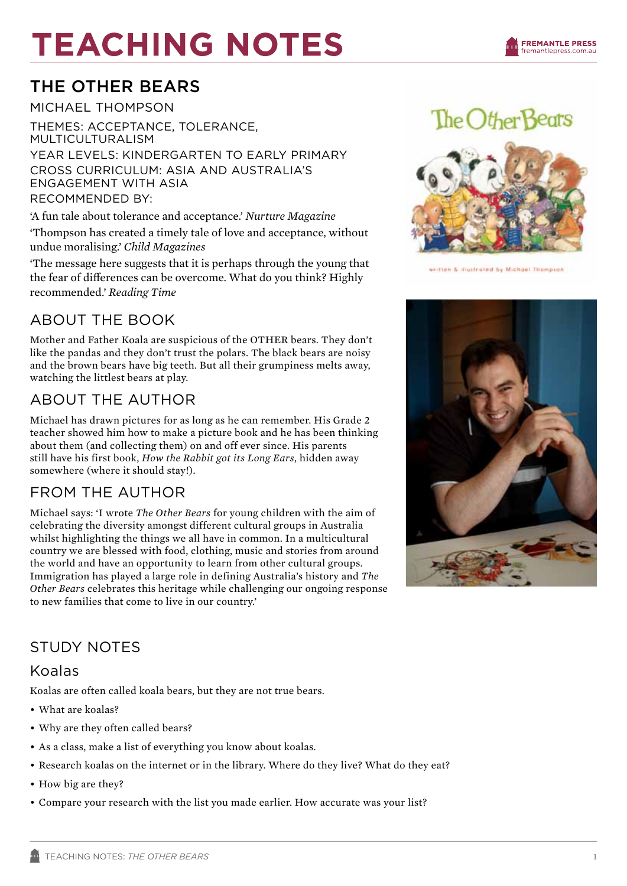# TEACHING NOTES

## THE OTHER BEARS

MICHAEL THOMPSON

THEMES: ACCEPTANCE, TOLERANCE, MULTICULTURALISM

YEAR LEVELS: KINDERGARTEN TO EARLY PRIMARY

CROSS CURRICULUM: ASIA AND AUSTRALIA'S ENGAGEMENT WITH ASIA

RECOMMENDED BY:

'A fun tale about tolerance and acceptance.' *Nurture Magazine*

'Thompson has created a timely tale of love and acceptance, without undue moralising.' *Child Magazines*

'The message here suggests that it is perhaps through the young that the fear of differences can be overcome. What do you think? Highly recommended.' *Reading Time*

## ABOUT THE BOOK

Mother and Father Koala are suspicious of the OTHER bears. They don't like the pandas and they don't trust the polars. The black bears are noisy and the brown bears have big teeth. But all their grumpiness melts away, watching the littlest bears at play.

## ABOUT THE AUTHOR

Michael has drawn pictures for as long as he can remember. His Grade 2 teacher showed him how to make a picture book and he has been thinking about them (and collecting them) on and off ever since. His parents still have his first book, *How the Rabbit got its Long Ears*, hidden away somewhere (where it should stay!).

## FROM THE AUTHOR

Michael says: 'I wrote *The Other Bears* for young children with the aim of celebrating the diversity amongst different cultural groups in Australia whilst highlighting the things we all have in common. In a multicultural country we are blessed with food, clothing, music and stories from around the world and have an opportunity to learn from other cultural groups. Immigration has played a large role in defining Australia's history and *The Other Bears* celebrates this heritage while challenging our ongoing response to new families that come to live in our country.'

## STUDY NOTES

### Koalas

Koalas are often called koala bears, but they are not true bears.

- What are koalas?
- Why are they often called bears?
- As a class, make a list of everything you know about koalas.
- Research koalas on the internet or in the library. Where do they live? What do they eat?
- How big are they?
- Compare your research with the list you made earlier. How accurate was your list?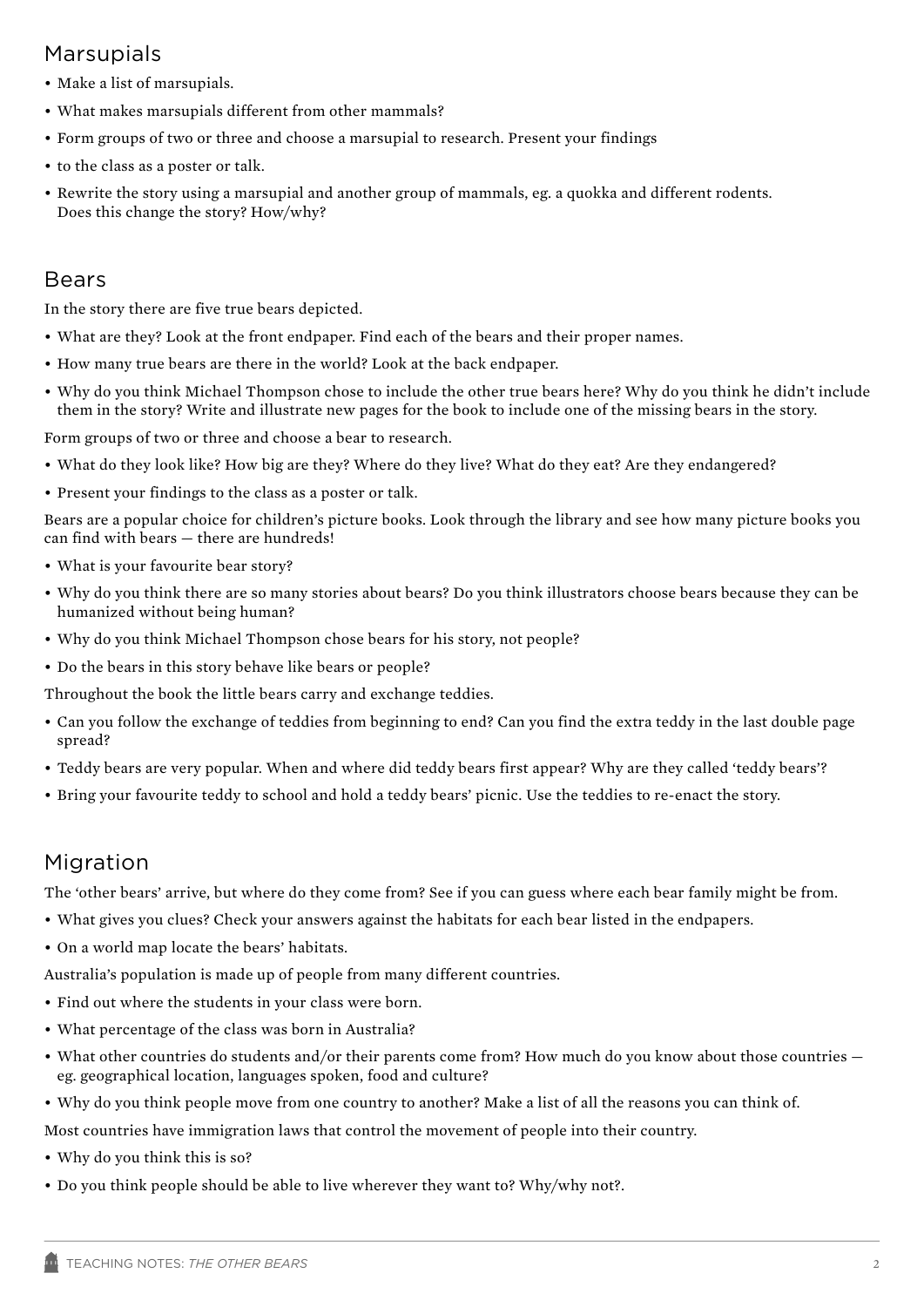## Marsupials

- Make a list of marsupials.
- What makes marsupials different from other mammals?
- Form groups of two or three and choose a marsupial to research. Present your findings
- to the class as a poster or talk.
- Rewrite the story using a marsupial and another group of mammals, eg. a quokka and different rodents. Does this change the story? How/why?

## Bears

In the story there are five true bears depicted.

- What are they? Look at the front endpaper. Find each of the bears and their proper names.
- How many true bears are there in the world? Look at the back endpaper.
- Why do you think Michael Thompson chose to include the other true bears here? Why do you think he didn't include them in the story? Write and illustrate new pages for the book to include one of the missing bears in the story.

Form groups of two or three and choose a bear to research.

- What do they look like? How big are they? Where do they live? What do they eat? Are they endangered?
- Present your findings to the class as a poster or talk.

Bears are a popular choice for children's picture books. Look through the library and see how many picture books you can find with bears — there are hundreds!

- What is your favourite bear story?
- Why do you think there are so many stories about bears? Do you think illustrators choose bears because they can be humanized without being human?
- Why do you think Michael Thompson chose bears for his story, not people?
- Do the bears in this story behave like bears or people?

Throughout the book the little bears carry and exchange teddies.

- Can you follow the exchange of teddies from beginning to end? Can you find the extra teddy in the last double page spread?
- Teddy bears are very popular. When and where did teddy bears first appear? Why are they called 'teddy bears'?
- Bring your favourite teddy to school and hold a teddy bears' picnic. Use the teddies to re-enact the story.

## Migration

The 'other bears' arrive, but where do they come from? See if you can guess where each bear family might be from.

- What gives you clues? Check your answers against the habitats for each bear listed in the endpapers.
- On a world map locate the bears' habitats.

Australia's population is made up of people from many different countries.

- Find out where the students in your class were born.
- What percentage of the class was born in Australia?
- What other countries do students and/or their parents come from? How much do you know about those countries — eg. geographical location, languages spoken, food and culture?
- Why do you think people move from one country to another? Make a list of all the reasons you can think of.

Most countries have immigration laws that control the movement of people into their country.

- Why do you think this is so?
- Do you think people should be able to live wherever they want to? Why/why not?.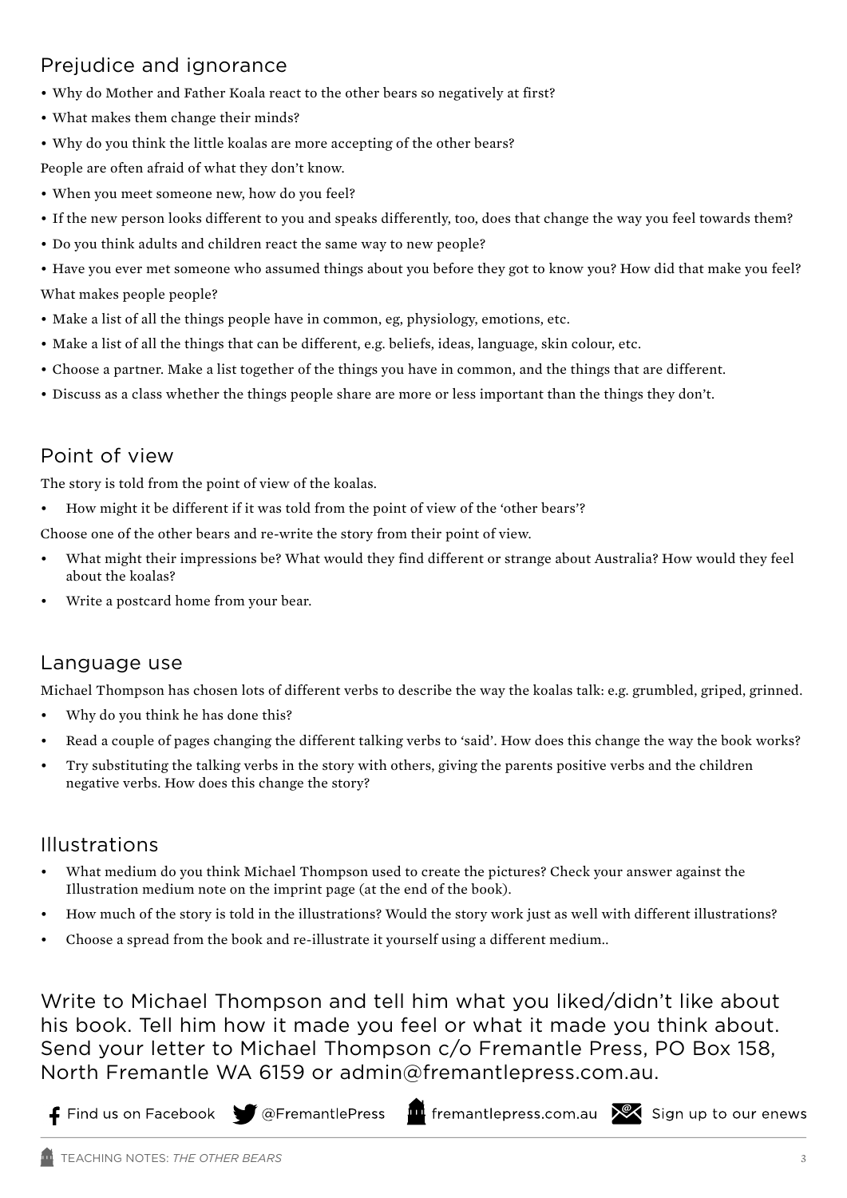## Prejudice and ignorance

- Why do Mother and Father Koala react to the other bears so negatively at first?
- What makes them change their minds?
- Why do you think the little koalas are more accepting of the other bears?

People are often afraid of what they don't know.

- When you meet someone new, how do you feel?
- If the new person looks different to you and speaks differently, too, does that change the way you feel towards them?
- Do you think adults and children react the same way to new people?
- Have you ever met someone who assumed things about you before they got to know you? How did that make you feel?

What makes people people?

- Make a list of all the things people have in common, eg, physiology, emotions, etc.
- Make a list of all the things that can be different, e.g. beliefs, ideas, language, skin colour, etc.
- Choose a partner. Make a list together of the things you have in common, and the things that are different.
- Discuss as a class whether the things people share are more or less important than the things they don't.

## Point of view

The story is told from the point of view of the koalas.

- How might it be different if it was told from the point of view of the 'other bears'?

Choose one of the other bears and re-write the story from their point of view.

- What might their impressions be? What would they find different or strange about Australia? How would they feel about the koalas?
- Write a postcard home from your bear.

## Language use

Michael Thompson has chosen lots of different verbs to describe the way the koalas talk: e.g. grumbled, griped, grinned.

- Why do you think he has done this?
- Read a couple of pages changing the different talking verbs to 'said'. How does this change the way the book works?
- Try substituting the talking verbs in the story with others, giving the parents positive verbs and the children negative verbs. How does this change the story?

## Illustrations

- What medium do you think Michael Thompson used to create the pictures? Check your answer against the Illustration medium note on the imprint page (at the end of the book).
- How much of the story is told in the illustrations? Would the story work just as well with different illustrations?
- Choose a spread from the book and re-illustrate it yourself using a different medium..

Write to Michael Thompson and tell him what you liked/didn't like about his book. Tell him how it made you feel or what it made you think about. Send your letter to Michael Thompson c/o Fremantle Press, PO Box 158, North Fremantle WA 6159 or admin@fremantlepress.com.au.

Find us on Facebook @FremantlePress fremantlepress.com.au Sign up to our enews